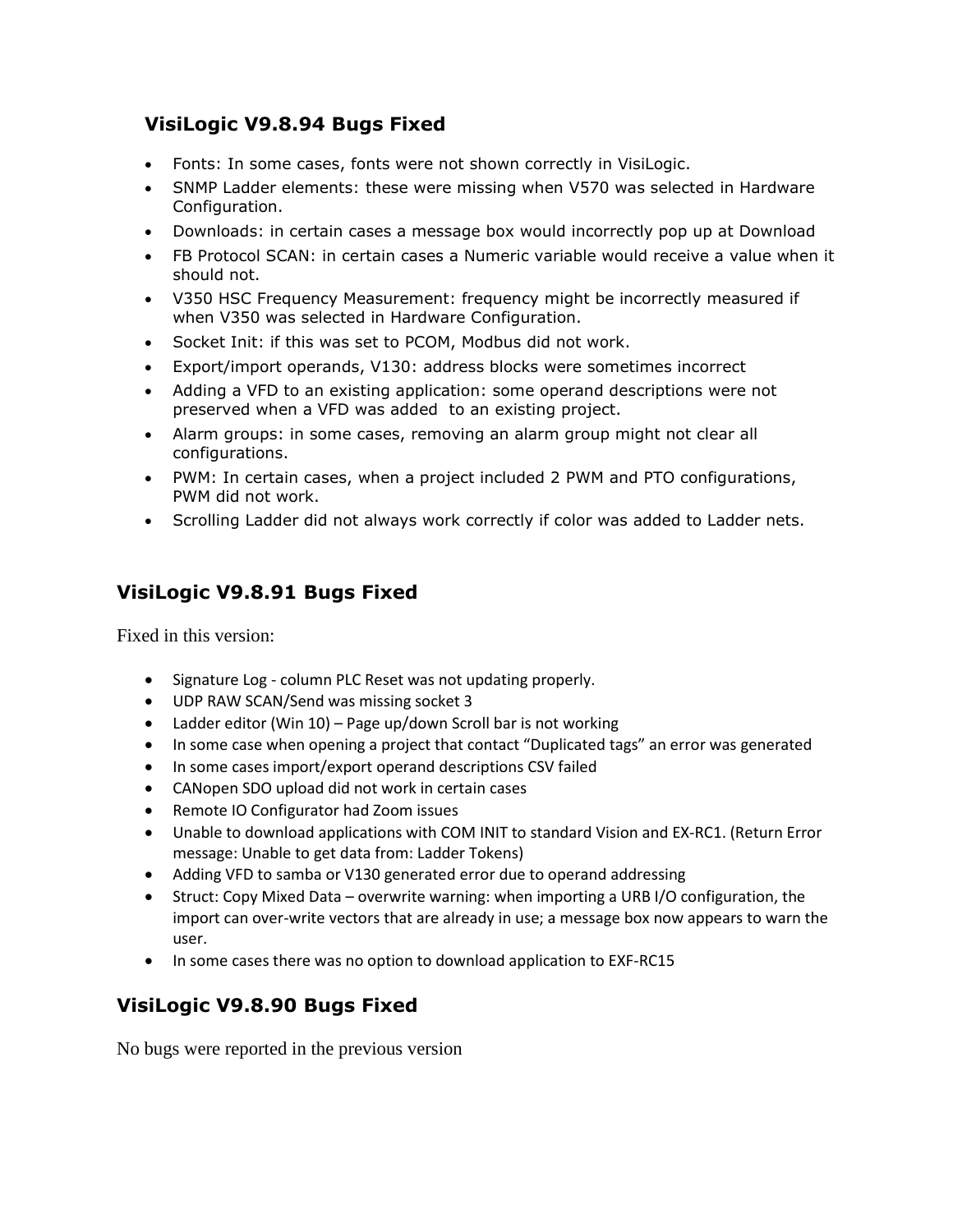## VisiLogic V9.8.94 Bugs Fixed

- Fonts: In some cases, fonts were not shown correctly in VisiLogic.
- SNMP Ladder elements: these were missing when V570 was selected in Hardware Configuration.
- Downloads: in certain cases a message box would incorrectly pop up at Download
- FB Protocol SCAN: in certain cases a Numeric variable would receive a value when it should not.
- V350 HSC Frequency Measurement: frequency might be incorrectly measured if when V350 was selected in Hardware Configuration.
- Socket Init: if this was set to PCOM, Modbus did not work.
- Export/import operands, V130: address blocks were sometimes incorrect
- Adding a VFD to an existing application: some operand descriptions were not preserved when a VFD was added to an existing project.
- Alarm groups: in some cases, removing an alarm group might not clear all configurations.
- PWM: In certain cases, when a project included 2 PWM and PTO configurations, PWM did not work.
- Scrolling Ladder did not always work correctly if color was added to Ladder nets.

## VisiLogic V9.8.91 Bugs Fixed

Fixed in this version:

- Signature Log - column PLC Reset was not updating properly.
- UDP RAW SCAN/Send was missing socket 3
- Ladder editor (Win 10) – Page up/down Scroll bar is not working
- In some case when opening a project that contact “Duplicated tags” an error was generated
- In some cases import/export operand descriptions CSV failed
- CANopen SDO upload did not work in certain cases
- Remote IO Configurator had Zoom issues
- Unable to download applications with COM INIT to standard Vision and EX-RC1. (Return Error message: Unable to get data from: Ladder Tokens)
- Adding VFD to samba or V130 generated error due to operand addressing
- Struct: Copy Mixed Data – overwrite warning: when importing a URB I/O configuration, the import can over-write vectors that are already in use; a message box now appears to warn the user.
- In some cases there was no option to download application to EXF-RC15

## VisiLogic V9.8.90 Bugs Fixed

No bugs were reported in the previous version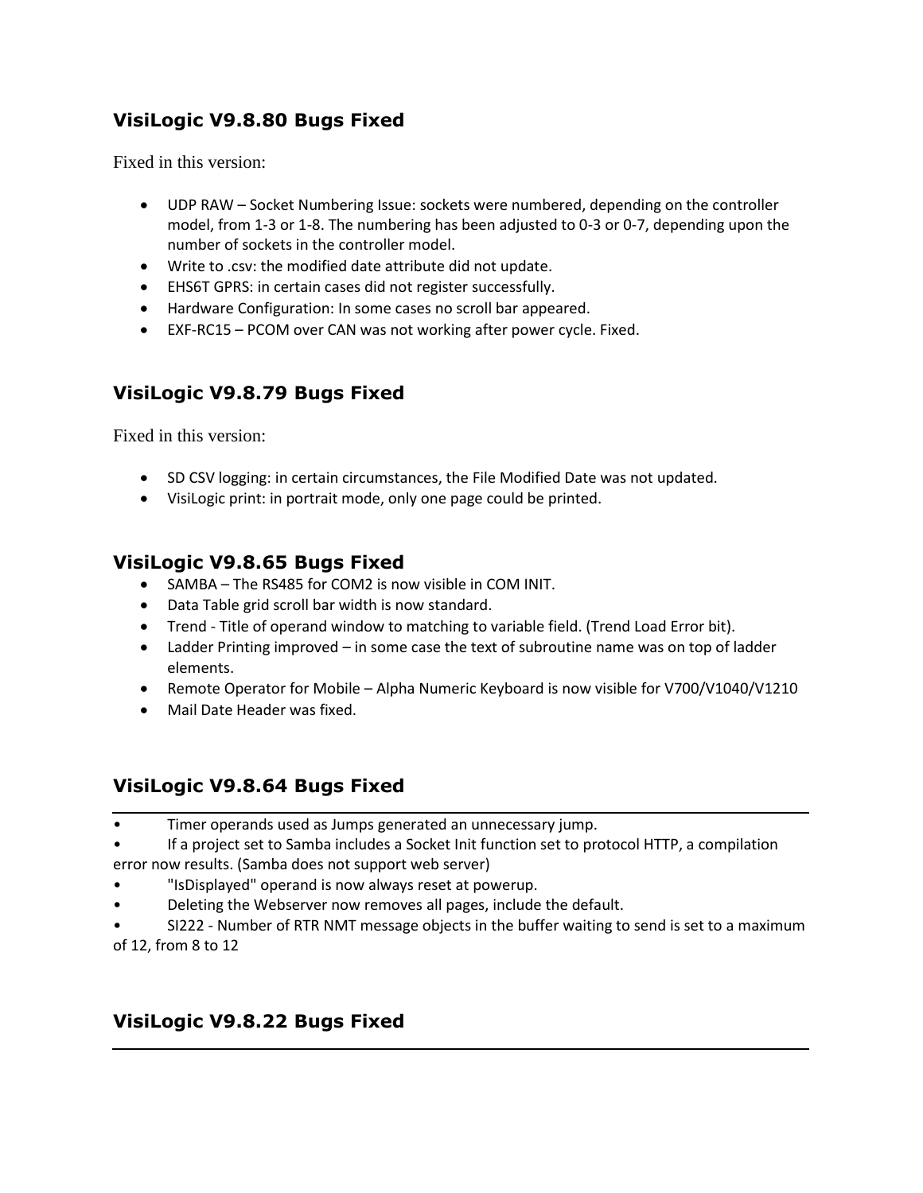## VisiLogic V9.8.80 Bugs Fixed

Fixed in this version:

- UDP RAW – Socket Numbering Issue: sockets were numbered, depending on the controller model, from 1-3 or 1-8. The numbering has been adjusted to 0-3 or 0-7, depending upon the number of sockets in the controller model.
- Write to .csv: the modified date attribute did not update.
- EHS6T GPRS: in certain cases did not register successfully.
- Hardware Configuration: In some cases no scroll bar appeared.
- EXF-RC15 – PCOM over CAN was not working after power cycle. Fixed.

## VisiLogic V9.8.79 Bugs Fixed

Fixed in this version:

- SD CSV logging: in certain circumstances, the File Modified Date was not updated.
- VisiLogic print: in portrait mode, only one page could be printed.

## VisiLogic V9.8.65 Bugs Fixed

- SAMBA – The RS485 for COM2 is now visible in COM INIT.
- Data Table grid scroll bar width is now standard.
- Trend - Title of operand window to matching to variable field. (Trend Load Error bit).
- Ladder Printing improved – in some case the text of subroutine name was on top of ladder elements.
- Remote Operator for Mobile – Alpha Numeric Keyboard is now visible for V700/V1040/V1210
- Mail Date Header was fixed.

## VisiLogic V9.8.64 Bugs Fixed

---

- Timer operands used as Jumps generated an unnecessary jump.
- If a project set to Samba includes a Socket Init function set to protocol HTTP, a compilation error now results. (Samba does not support web server)
- "IsDisplayed" operand is now always reset at powerup.
- Deleting the Webserver now removes all pages, include the default.
- SI222 - Number of RTR NMT message objects in the buffer waiting to send is set to a maximum of 12, from 8 to 12

## VisiLogic V9.8.22 Bugs Fixed

---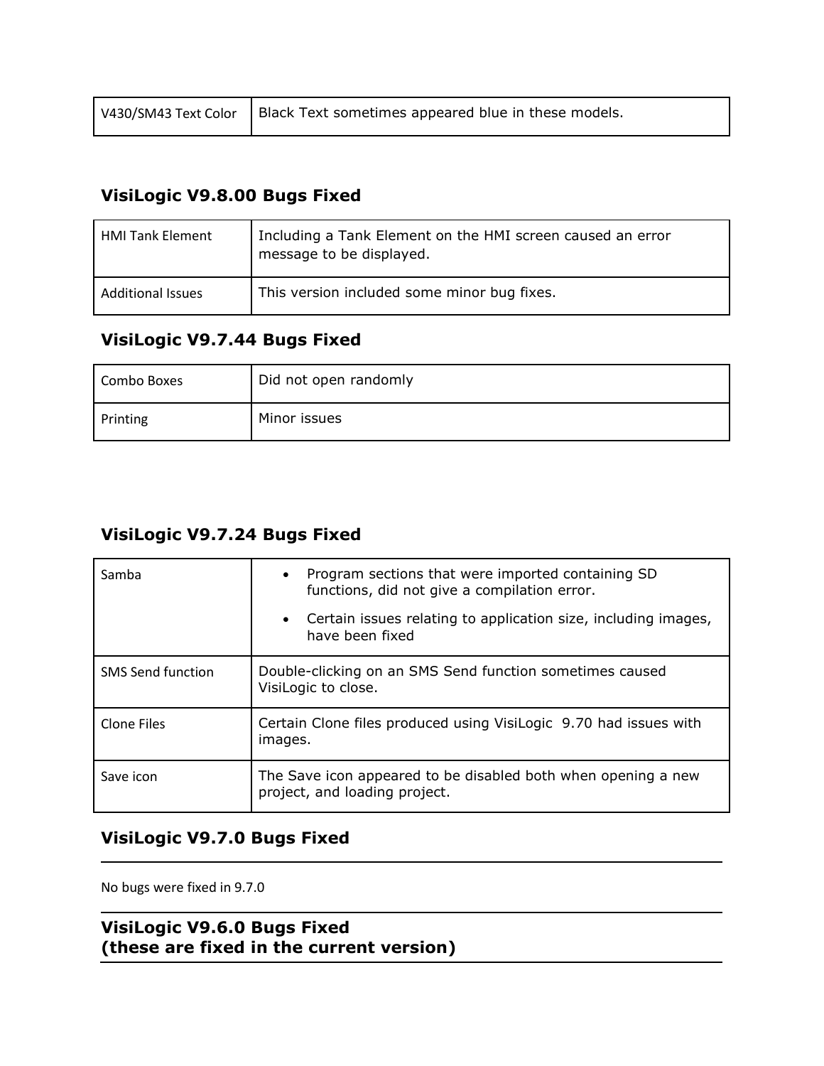| | |
|---|---|
| V430/SM43 Text Color | Black Text sometimes appeared blue in these models. |

### VisiLogic V9.8.00 Bugs Fixed

| | |
|---|---|
| HMI Tank Element | Including a Tank Element on the HMI screen caused an error message to be displayed. |
| Additional Issues | This version included some minor bug fixes. |

### VisiLogic V9.7.44 Bugs Fixed

| | |
|---|---|
| Combo Boxes | Did not open randomly |
| Printing | Minor issues |

### VisiLogic V9.7.24 Bugs Fixed

| | |
|---|---|
| Samba | • Program sections that were imported containing SD functions, did not give a compilation error. <br> • Certain issues relating to application size, including images, have been fixed |
| SMS Send function | Double-clicking on an SMS Send function sometimes caused VisiLogic to close. |
| Clone Files | Certain Clone files produced using VisiLogic 9.70 had issues with images. |
| Save icon | The Save icon appeared to be disabled both when opening a new project, and loading project. |

### VisiLogic V9.7.0 Bugs Fixed

No bugs were fixed in 9.7.0

### VisiLogic V9.6.0 Bugs Fixed (these are fixed in the current version)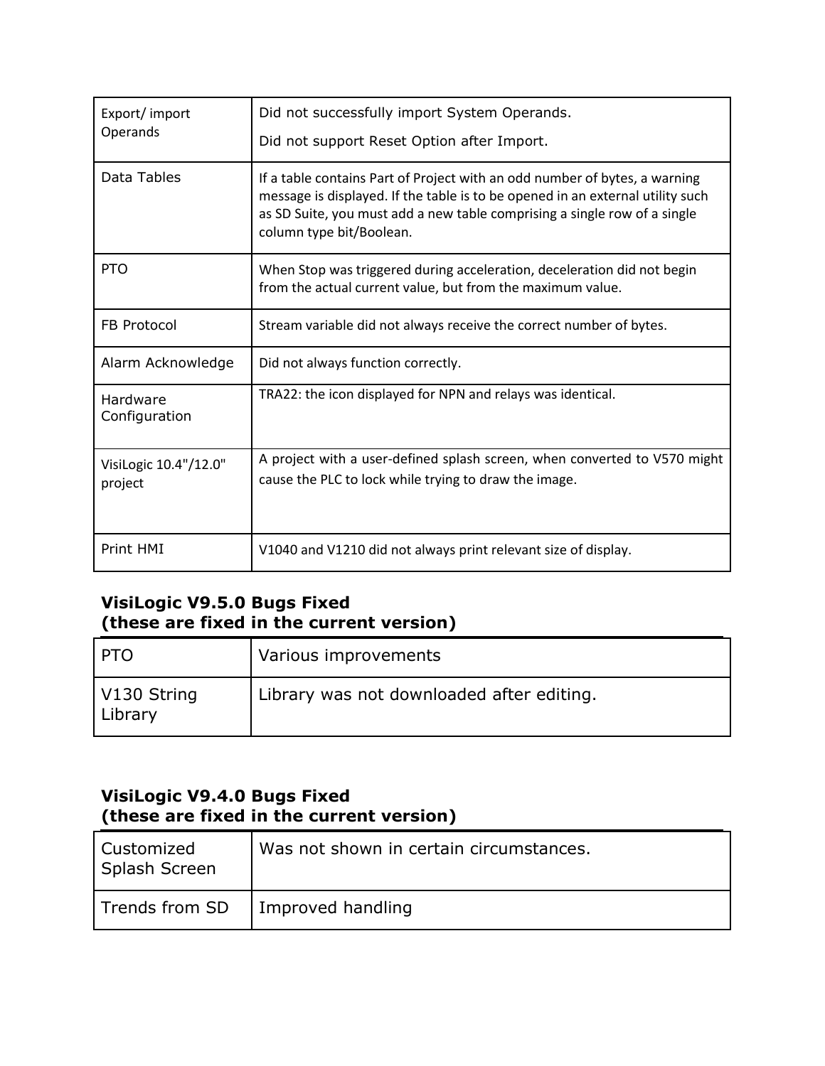| | |
|---|---|
| Export/ import Operands | Did not successfully import System Operands. Did not support Reset Option after Import. |
| Data Tables | If a table contains Part of Project with an odd number of bytes, a warning message is displayed. If the table is to be opened in an external utility such as SD Suite, you must add a new table comprising a single row of a single column type bit/Boolean. |
| PTO | When Stop was triggered during acceleration, deceleration did not begin from the actual current value, but from the maximum value. |
| FB Protocol | Stream variable did not always receive the correct number of bytes. |
| Alarm Acknowledge | Did not always function correctly. |
| Hardware Configuration | TRA22: the icon displayed for NPN and relays was identical. |
| VisiLogic 10.4"/12.0" project | A project with a user-defined splash screen, when converted to V570 might cause the PLC to lock while trying to draw the image. |
| Print HMI | V1040 and V1210 did not always print relevant size of display. |

### VisiLogic V9.5.0 Bugs Fixed (these are fixed in the current version)

| | |
|---|---|
| PTO | Various improvements |
| V130 String Library | Library was not downloaded after editing. |

### VisiLogic V9.4.0 Bugs Fixed (these are fixed in the current version)

| | |
|---|---|
| Customized Splash Screen | Was not shown in certain circumstances. |
| Trends from SD | Improved handling |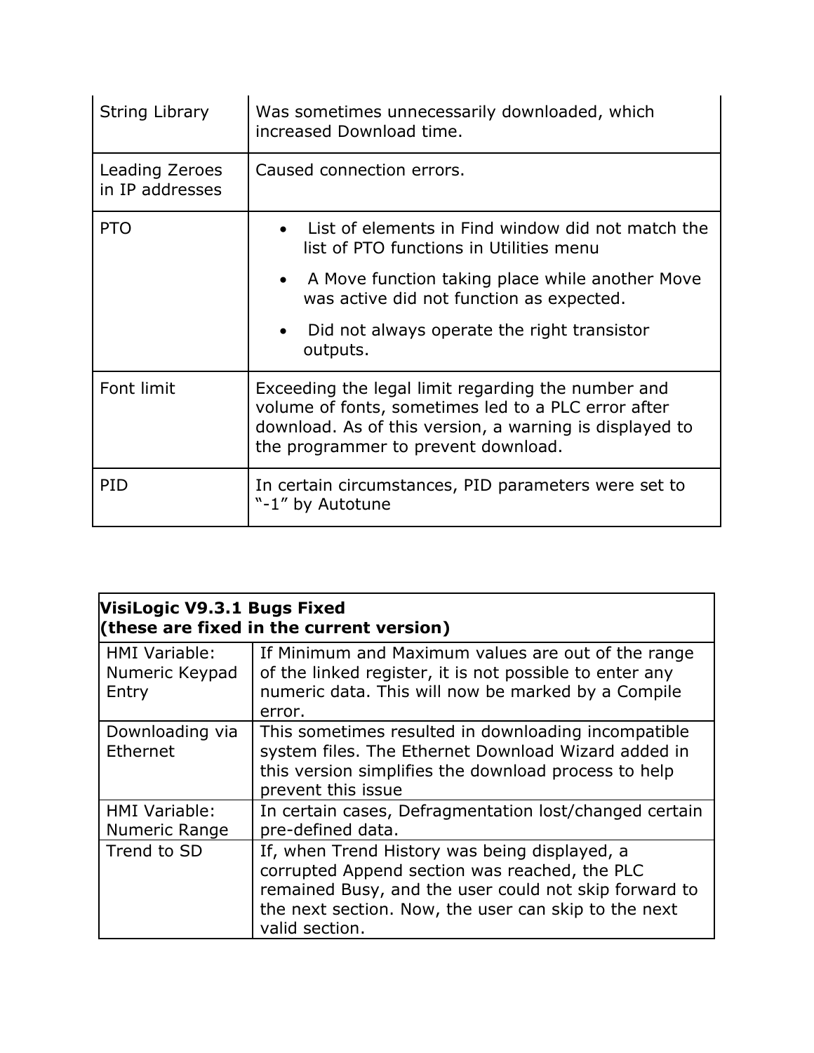| | |
|---|---|
| String Library | Was sometimes unnecessarily downloaded, which increased Download time. |
| Leading Zeroes in IP addresses | Caused connection errors. |
| PTO | • List of elements in Find window did not match the list of PTO functions in Utilities menu<br>• A Move function taking place while another Move was active did not function as expected.<br>• Did not always operate the right transistor outputs. |
| Font limit | Exceeding the legal limit regarding the number and volume of fonts, sometimes led to a PLC error after download. As of this version, a warning is displayed to the programmer to prevent download. |
| PID | In certain circumstances, PID parameters were set to "-1" by Autotune |

| **VisiLogic V9.3.1 Bugs Fixed (these are fixed in the current version)** | |
|---|---|
| HMI Variable: Numeric Keypad Entry | If Minimum and Maximum values are out of the range of the linked register, it is not possible to enter any numeric data. This will now be marked by a Compile error. |
| Downloading via Ethernet | This sometimes resulted in downloading incompatible system files. The Ethernet Download Wizard added in this version simplifies the download process to help prevent this issue |
| HMI Variable: Numeric Range | In certain cases, Defragmentation lost/changed certain pre-defined data. |
| Trend to SD | If, when Trend History was being displayed, a corrupted Append section was reached, the PLC remained Busy, and the user could not skip forward to the next section. Now, the user can skip to the next valid section. |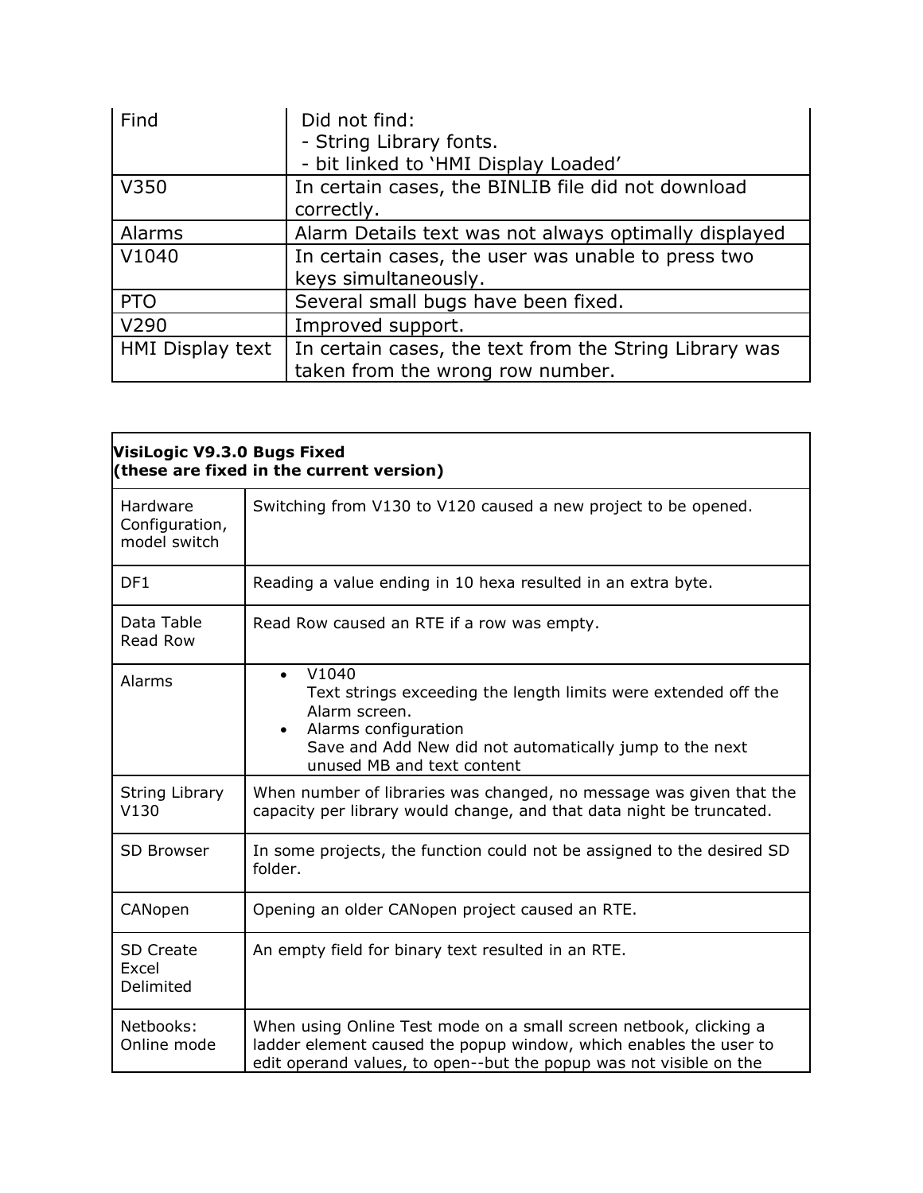| | |
|---|---|
| Find | Did not find:<br>- String Library fonts.<br>- bit linked to 'HMI Display Loaded' |
| V350 | In certain cases, the BINLIB file did not download correctly. |
| Alarms | Alarm Details text was not always optimally displayed |
| V1040 | In certain cases, the user was unable to press two keys simultaneously. |
| PTO | Several small bugs have been fixed. |
| V290 | Improved support. |
| HMI Display text | In certain cases, the text from the String Library was taken from the wrong row number. |

| **VisiLogic V9.3.0 Bugs Fixed**<br>**(these are fixed in the current version)** | |
|---|---|
| Hardware Configuration, model switch | Switching from V130 to V120 caused a new project to be opened. |
| DF1 | Reading a value ending in 10 hexa resulted in an extra byte. |
| Data Table Read Row | Read Row caused an RTE if a row was empty. |
| Alarms | • V1040<br>Text strings exceeding the length limits were extended off the Alarm screen.<br>• Alarms configuration<br>Save and Add New did not automatically jump to the next unused MB and text content |
| String Library V130 | When number of libraries was changed, no message was given that the capacity per library would change, and that data night be truncated. |
| SD Browser | In some projects, the function could not be assigned to the desired SD folder. |
| CANopen | Opening an older CANopen project caused an RTE. |
| SD Create Excel Delimited | An empty field for binary text resulted in an RTE. |
| Netbooks: Online mode | When using Online Test mode on a small screen netbook, clicking a ladder element caused the popup window, which enables the user to edit operand values, to open--but the popup was not visible on the |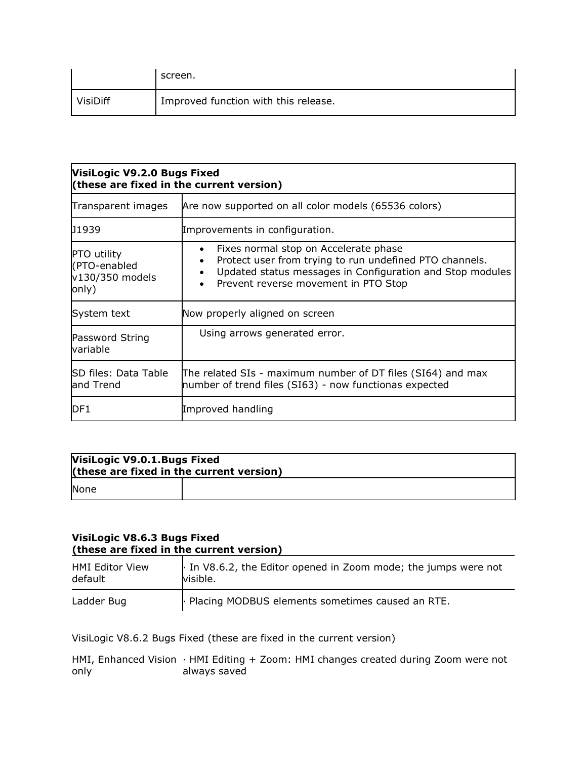| | |
|---|---|
| | screen. |
| VisiDiff | Improved function with this release. |

| **VisiLogic V9.2.0 Bugs Fixed (these are fixed in the current version)** | |
|---|---|
| Transparent images | Are now supported on all color models (65536 colors) |
| J1939 | Improvements in configuration. |
| PTO utility (PTO-enabled v130/350 models only) | • Fixes normal stop on Accelerate phase<br>• Protect user from trying to run undefined PTO channels.<br>• Updated status messages in Configuration and Stop modules<br>• Prevent reverse movement in PTO Stop |
| System text | Now properly aligned on screen |
| Password String variable | Using arrows generated error. |
| SD files: Data Table and Trend | The related SIs - maximum number of DT files (SI64) and max number of trend files (SI63) - now functionas expected |
| DF1 | Improved handling |

| **VisiLogic V9.0.1.Bugs Fixed (these are fixed in the current version)** | |
|---|---|
| None | |

**VisiLogic V8.6.3 Bugs Fixed**
**(these are fixed in the current version)**

| | |
|---|---|
| HMI Editor View default | · In V8.6.2, the Editor opened in Zoom mode; the jumps were not visible. |
| Ladder Bug | · Placing MODBUS elements sometimes caused an RTE. |

VisiLogic V8.6.2 Bugs Fixed (these are fixed in the current version)

| | |
|---|---|
| HMI, Enhanced Vision only | · HMI Editing + Zoom: HMI changes created during Zoom were not always saved |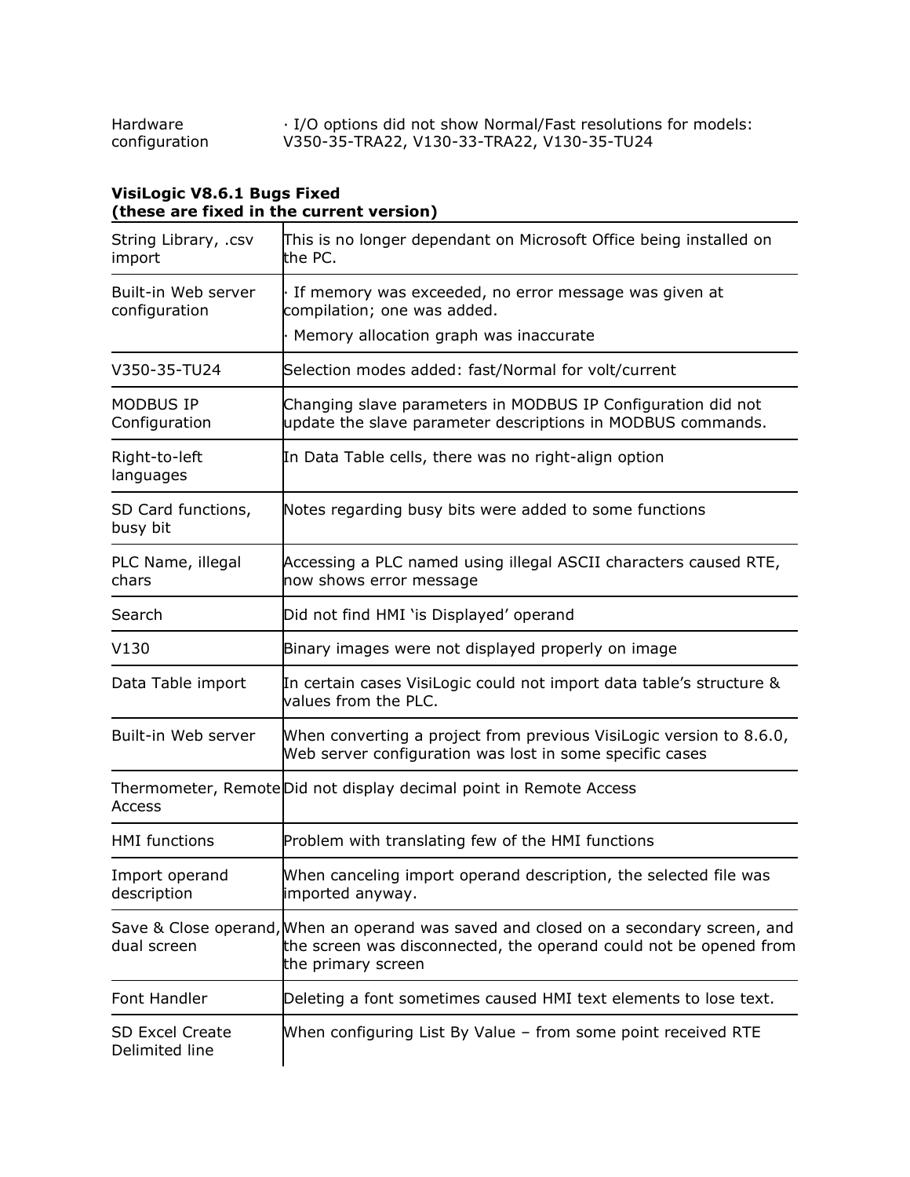| | |
|---|---|
| Hardware configuration | · I/O options did not show Normal/Fast resolutions for models: V350-35-TRA22, V130-33-TRA22, V130-35-TU24 |

**VisiLogic V8.6.1 Bugs Fixed**
**(these are fixed in the current version)**

| | |
|---|---|
| String Library, .csv import | This is no longer dependant on Microsoft Office being installed on the PC. |
| Built-in Web server configuration | · If memory was exceeded, no error message was given at compilation; one was added.<br>· Memory allocation graph was inaccurate |
| V350-35-TU24 | Selection modes added: fast/Normal for volt/current |
| MODBUS IP Configuration | Changing slave parameters in MODBUS IP Configuration did not update the slave parameter descriptions in MODBUS commands. |
| Right-to-left languages | In Data Table cells, there was no right-align option |
| SD Card functions, busy bit | Notes regarding busy bits were added to some functions |
| PLC Name, illegal chars | Accessing a PLC named using illegal ASCII characters caused RTE, now shows error message |
| Search | Did not find HMI 'is Displayed' operand |
| V130 | Binary images were not displayed properly on image |
| Data Table import | In certain cases VisiLogic could not import data table's structure & values from the PLC. |
| Built-in Web server | When converting a project from previous VisiLogic version to 8.6.0, Web server configuration was lost in some specific cases |
| Thermometer, Remote Access | Did not display decimal point in Remote Access |
| HMI functions | Problem with translating few of the HMI functions |
| Import operand description | When canceling import operand description, the selected file was imported anyway. |
| Save & Close operand, dual screen | When an operand was saved and closed on a secondary screen, and the screen was disconnected, the operand could not be opened from the primary screen |
| Font Handler | Deleting a font sometimes caused HMI text elements to lose text. |
| SD Excel Create Delimited line | When configuring List By Value – from some point received RTE |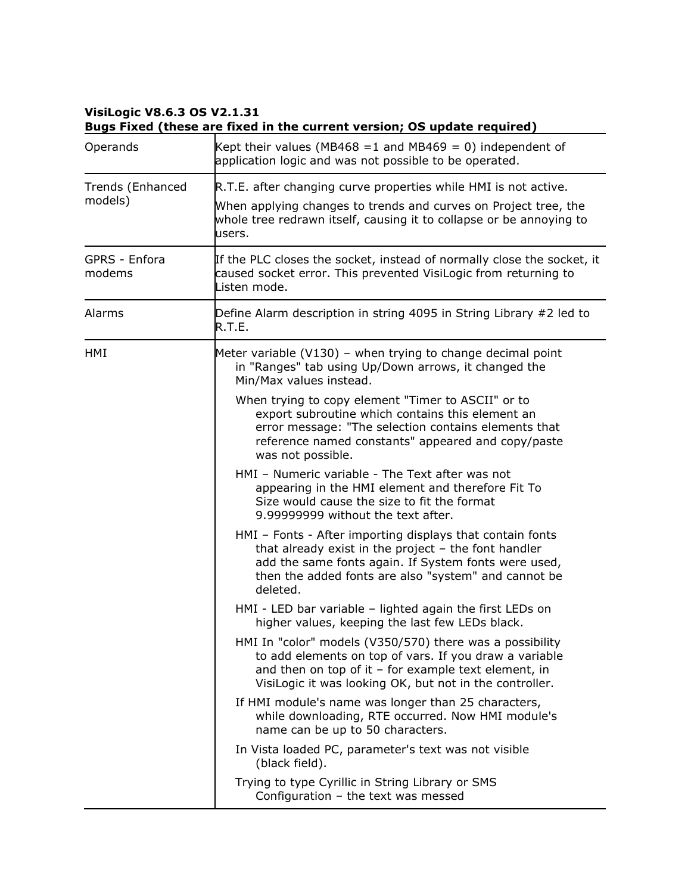**VisiLogic V8.6.3 OS V2.1.31**
**Bugs Fixed (these are fixed in the current version; OS update required)**

| | |
|---|---|
| Operands | Kept their values (MB468 =1 and MB469 = 0) independent of application logic and was not possible to be operated. |
| Trends (Enhanced models) | R.T.E. after changing curve properties while HMI is not active.<br><br>When applying changes to trends and curves on Project tree, the whole tree redrawn itself, causing it to collapse or be annoying to users. |
| GPRS - Enfora modems | If the PLC closes the socket, instead of normally close the socket, it caused socket error. This prevented VisiLogic from returning to Listen mode. |
| Alarms | Define Alarm description in string 4095 in String Library #2 led to R.T.E. |
| HMI | Meter variable (V130) – when trying to change decimal point in "Ranges" tab using Up/Down arrows, it changed the Min/Max values instead.<br><br>When trying to copy element "Timer to ASCII" or to export subroutine which contains this element an error message: "The selection contains elements that reference named constants" appeared and copy/paste was not possible.<br><br>HMI – Numeric variable - The Text after was not appearing in the HMI element and therefore Fit To Size would cause the size to fit the format 9.99999999 without the text after.<br><br>HMI – Fonts - After importing displays that contain fonts that already exist in the project – the font handler add the same fonts again. If System fonts were used, then the added fonts are also "system" and cannot be deleted.<br><br>HMI - LED bar variable – lighted again the first LEDs on higher values, keeping the last few LEDs black.<br><br>HMI In "color" models (V350/570) there was a possibility to add elements on top of vars. If you draw a variable and then on top of it – for example text element, in VisiLogic it was looking OK, but not in the controller.<br><br>If HMI module's name was longer than 25 characters, while downloading, RTE occurred. Now HMI module's name can be up to 50 characters.<br><br>In Vista loaded PC, parameter's text was not visible (black field).<br><br>Trying to type Cyrillic in String Library or SMS Configuration – the text was messed |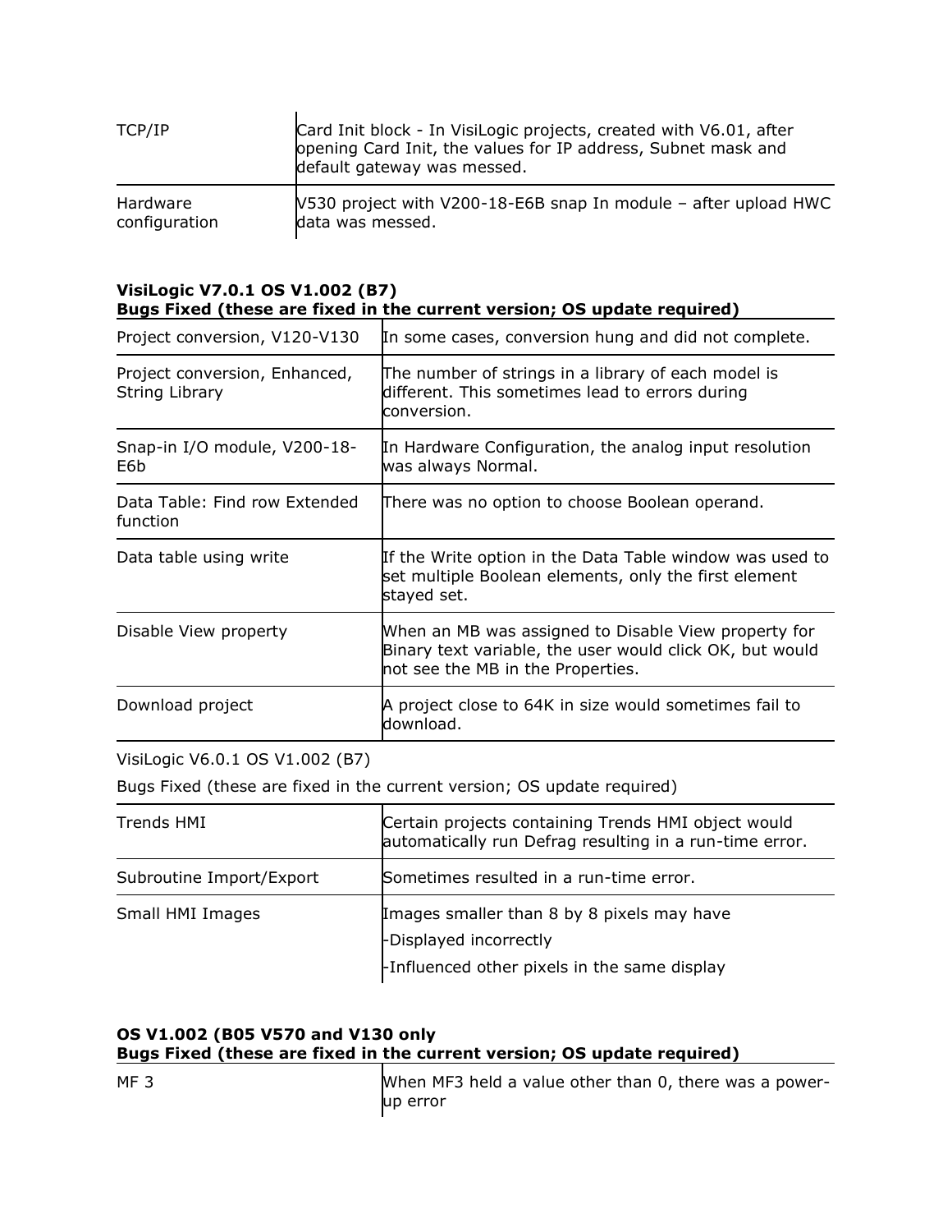| | |
|---|---|
| TCP/IP | Card Init block - In VisiLogic projects, created with V6.01, after opening Card Init, the values for IP address, Subnet mask and default gateway was messed. |
| Hardware configuration | V530 project with V200-18-E6B snap In module – after upload HWC data was messed. |

**VisiLogic V7.0.1 OS V1.002 (B7)**
**Bugs Fixed (these are fixed in the current version; OS update required)**

| | |
|---|---|
| Project conversion, V120-V130 | In some cases, conversion hung and did not complete. |
| Project conversion, Enhanced, String Library | The number of strings in a library of each model is different. This sometimes lead to errors during conversion. |
| Snap-in I/O module, V200-18-E6b | In Hardware Configuration, the analog input resolution was always Normal. |
| Data Table: Find row Extended function | There was no option to choose Boolean operand. |
| Data table using write | If the Write option in the Data Table window was used to set multiple Boolean elements, only the first element stayed set. |
| Disable View property | When an MB was assigned to Disable View property for Binary text variable, the user would click OK, but would not see the MB in the Properties. |
| Download project | A project close to 64K in size would sometimes fail to download. |

VisiLogic V6.0.1 OS V1.002 (B7)

Bugs Fixed (these are fixed in the current version; OS update required)

| | |
|---|---|
| Trends HMI | Certain projects containing Trends HMI object would automatically run Defrag resulting in a run-time error. |
| Subroutine Import/Export | Sometimes resulted in a run-time error. |
| Small HMI Images | Images smaller than 8 by 8 pixels may have<br>-Displayed incorrectly<br>-Influenced other pixels in the same display |

**OS V1.002 (B05 V570 and V130 only**
**Bugs Fixed (these are fixed in the current version; OS update required)**

| | |
|---|---|
| MF 3 | When MF3 held a value other than 0, there was a power-up error |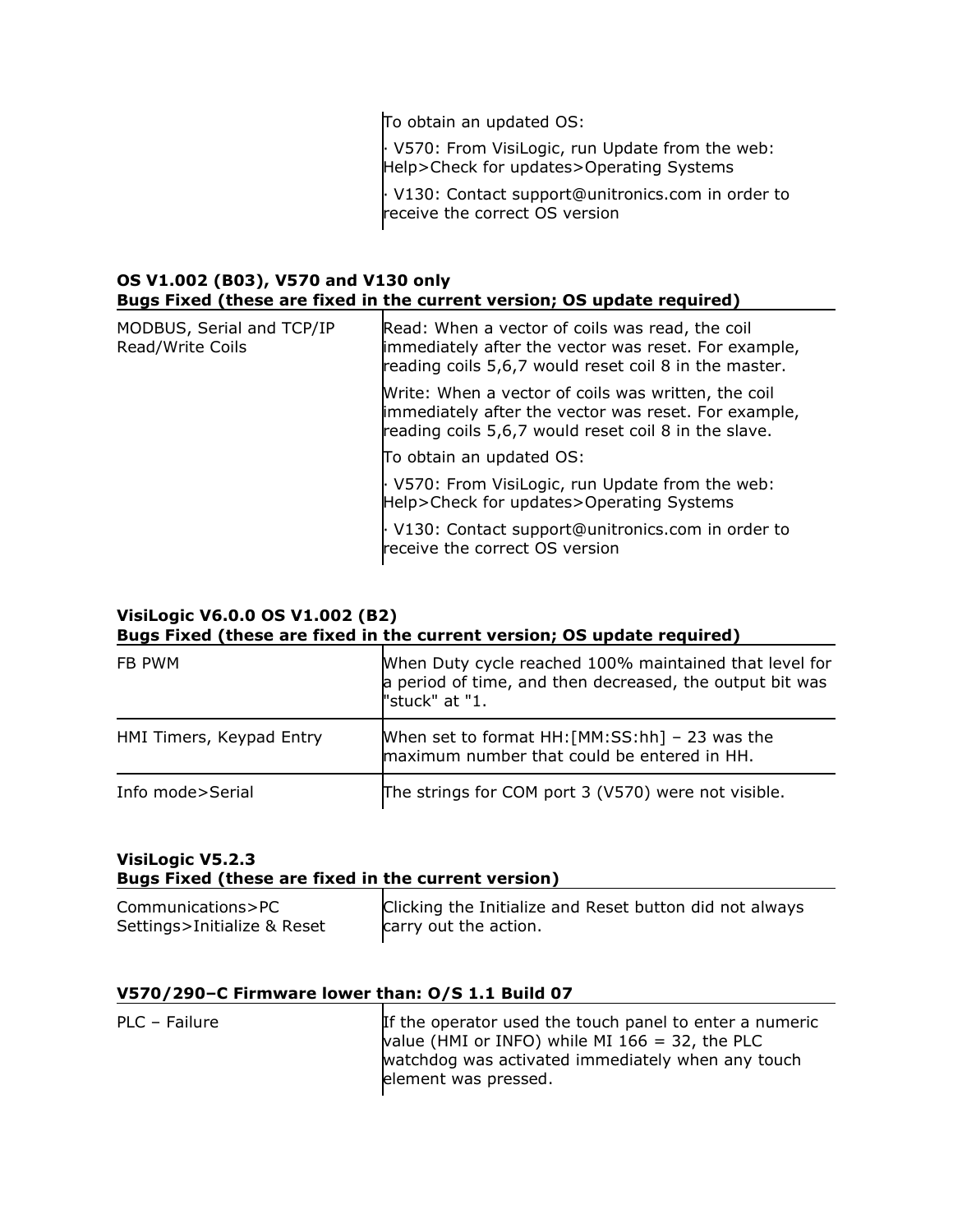| | |
|---|---|
| | To obtain an updated OS:<br>· V570: From VisiLogic, run Update from the web: Help>Check for updates>Operating Systems<br>· V130: Contact support@unitronics.com in order to receive the correct OS version |

**OS V1.002 (B03), V570 and V130 only**
**Bugs Fixed (these are fixed in the current version; OS update required)**

| | |
|---|---|
| MODBUS, Serial and TCP/IP Read/Write Coils | Read: When a vector of coils was read, the coil immediately after the vector was reset. For example, reading coils 5,6,7 would reset coil 8 in the master.<br>Write: When a vector of coils was written, the coil immediately after the vector was reset. For example, reading coils 5,6,7 would reset coil 8 in the slave.<br>To obtain an updated OS:<br>· V570: From VisiLogic, run Update from the web: Help>Check for updates>Operating Systems<br>· V130: Contact support@unitronics.com in order to receive the correct OS version |

**VisiLogic V6.0.0 OS V1.002 (B2)**
**Bugs Fixed (these are fixed in the current version; OS update required)**

| | |
|---|---|
| FB PWM | When Duty cycle reached 100% maintained that level for a period of time, and then decreased, the output bit was "stuck" at "1. |
| HMI Timers, Keypad Entry | When set to format HH:[MM:SS:hh] – 23 was the maximum number that could be entered in HH. |
| Info mode>Serial | The strings for COM port 3 (V570) were not visible. |

**VisiLogic V5.2.3**
**Bugs Fixed (these are fixed in the current version)**

| | |
|---|---|
| Communications>PC Settings>Initialize & Reset | Clicking the Initialize and Reset button did not always carry out the action. |

**V570/290–C Firmware lower than: O/S 1.1 Build 07**

| | |
|---|---|
| PLC – Failure | If the operator used the touch panel to enter a numeric value (HMI or INFO) while MI 166 = 32, the PLC watchdog was activated immediately when any touch element was pressed. |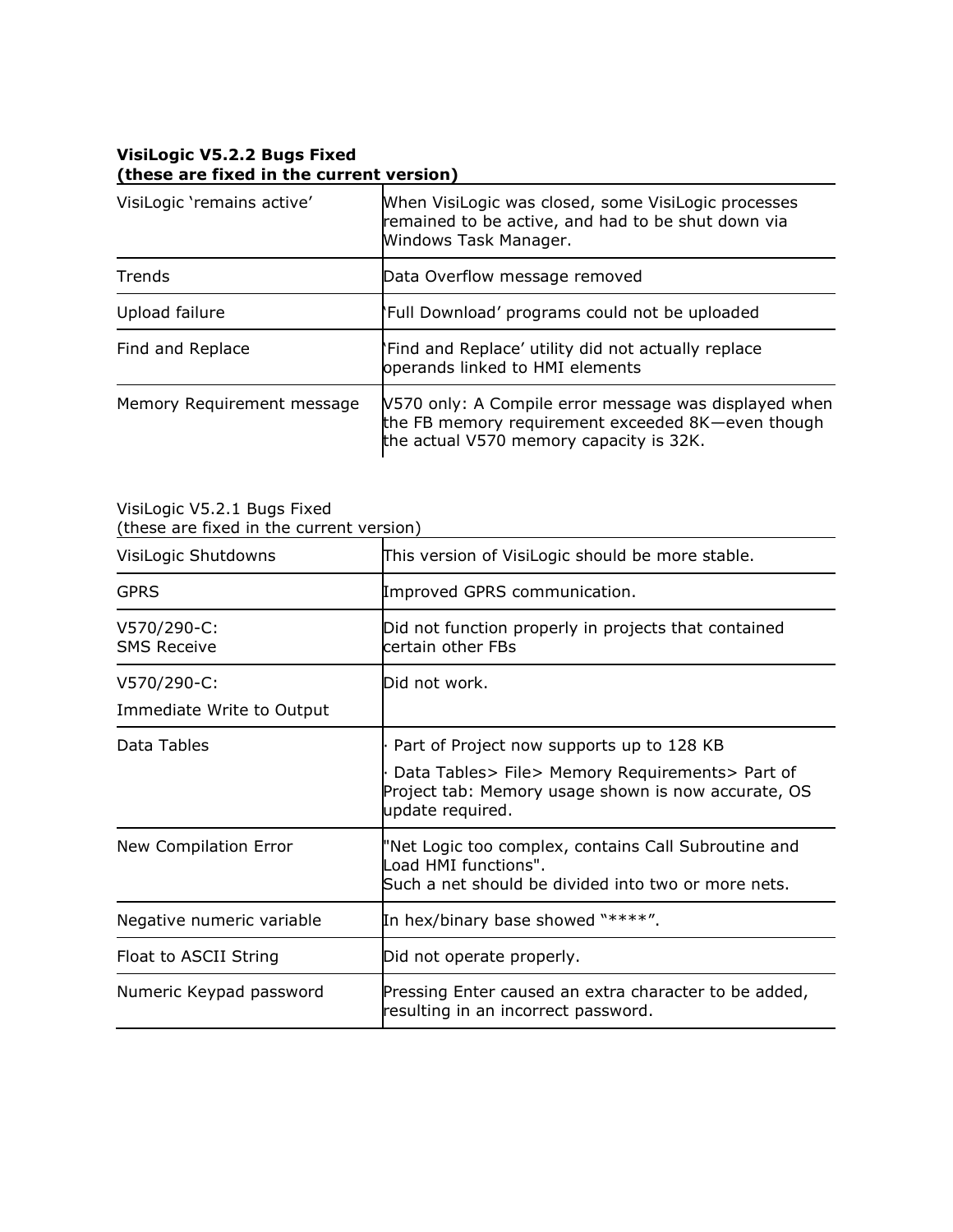**VisiLogic V5.2.2 Bugs Fixed**
**(these are fixed in the current version)**

| | |
|---|---|
| VisiLogic 'remains active' | When VisiLogic was closed, some VisiLogic processes remained to be active, and had to be shut down via Windows Task Manager. |
| Trends | Data Overflow message removed |
| Upload failure | 'Full Download' programs could not be uploaded |
| Find and Replace | 'Find and Replace' utility did not actually replace operands linked to HMI elements |
| Memory Requirement message | V570 only: A Compile error message was displayed when the FB memory requirement exceeded 8K—even though the actual V570 memory capacity is 32K. |

VisiLogic V5.2.1 Bugs Fixed
(these are fixed in the current version)

| | |
|---|---|
| VisiLogic Shutdowns | This version of VisiLogic should be more stable. |
| GPRS | Improved GPRS communication. |
| V570/290-C:<br>SMS Receive | Did not function properly in projects that contained certain other FBs |
| V570/290-C:<br>Immediate Write to Output | Did not work. |
| Data Tables | · Part of Project now supports up to 128 KB<br>· Data Tables> File> Memory Requirements> Part of Project tab: Memory usage shown is now accurate, OS update required. |
| New Compilation Error | "Net Logic too complex, contains Call Subroutine and Load HMI functions".<br>Such a net should be divided into two or more nets. |
| Negative numeric variable | In hex/binary base showed "****". |
| Float to ASCII String | Did not operate properly. |
| Numeric Keypad password | Pressing Enter caused an extra character to be added, resulting in an incorrect password. |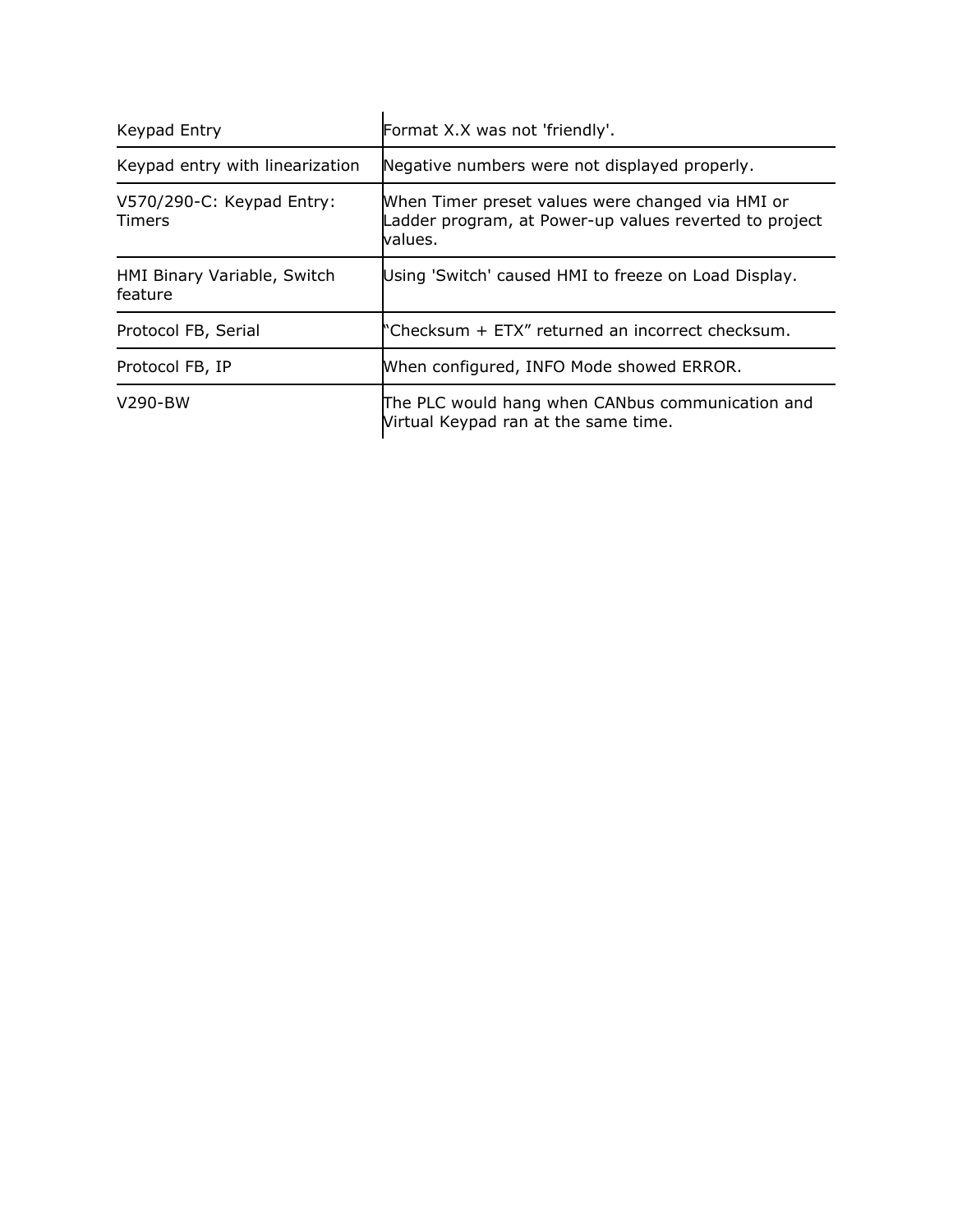| | |
|---|---|
| Keypad Entry | Format X.X was not 'friendly'. |
| Keypad entry with linearization | Negative numbers were not displayed properly. |
| V570/290-C: Keypad Entry: Timers | When Timer preset values were changed via HMI or Ladder program, at Power-up values reverted to project values. |
| HMI Binary Variable, Switch feature | Using 'Switch' caused HMI to freeze on Load Display. |
| Protocol FB, Serial | "Checksum + ETX" returned an incorrect checksum. |
| Protocol FB, IP | When configured, INFO Mode showed ERROR. |
| V290-BW | The PLC would hang when CANbus communication and Virtual Keypad ran at the same time. |